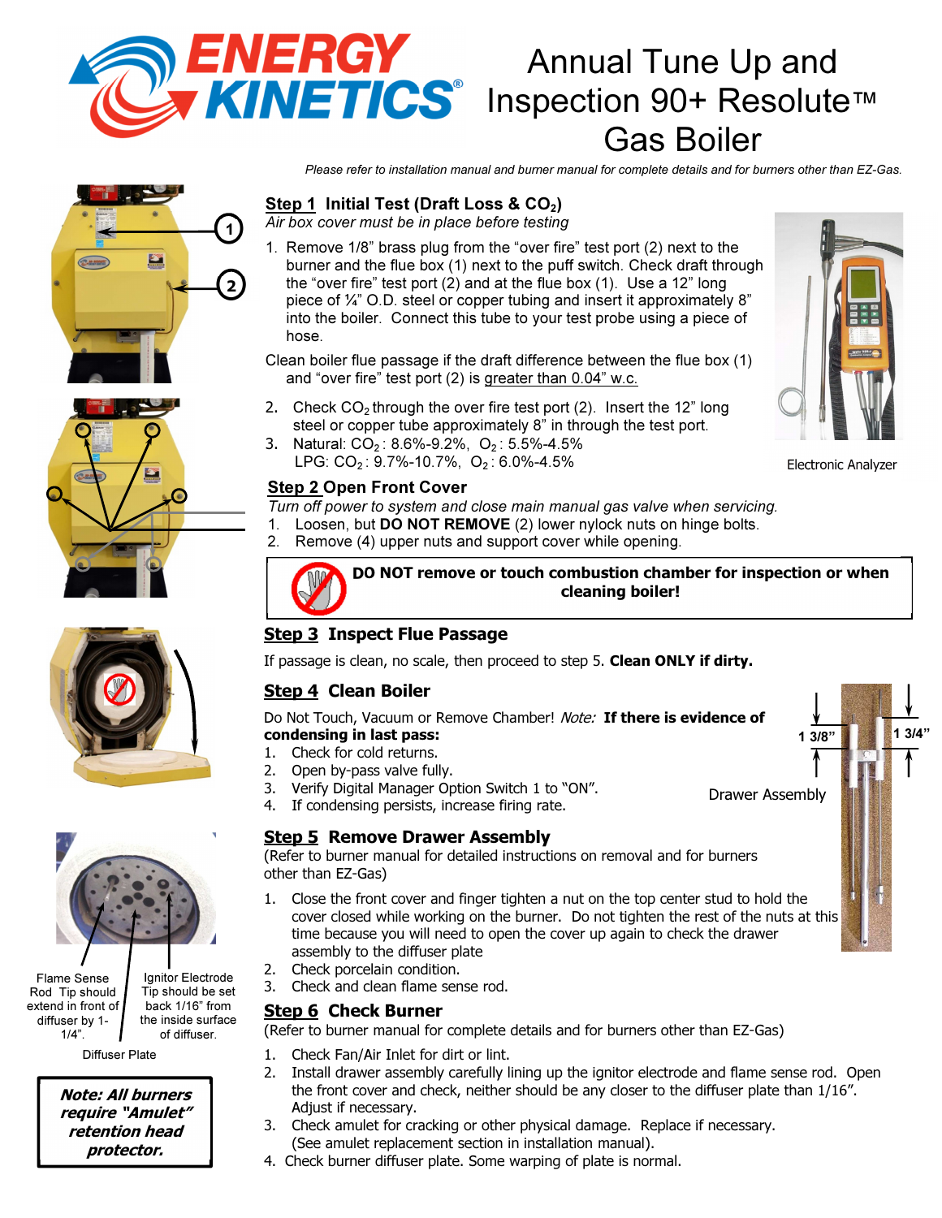# Annual Tune Up and Inspection 90+ Resolute™ Gas Boiler

*Please refer to installation manual and burner manual for complete details and for burners other than EZ-Gas.*

## Step 1 Initial Test (Draft Loss & $CO_2$)

*Air box cover must be in place before testing*

1. Remove 1/8" brass plug from the "over fire" test port (2) next to the burner and the flue box (1) next to the puff switch. Check draft through the "over fire" test port (2) and at the flue box (1). Use a 12" long piece of ¼" O.D. steel or copper tubing and insert it approximately 8" into the boiler. Connect this tube to your test probe using a piece of hose.

Clean boiler flue passage if the draft difference between the flue box (1) and "over fire" test port (2) is greater than 0.04" w.c.

2. Check $CO_2$ through the over fire test port (2). Insert the 12" long steel or copper tube approximately 8" in through the test port.
3. Natural: $CO_2$: 8.6%-9.2%, $O_2$: 5.5%-4.5%
   LPG: $CO_2$: 9.7%-10.7%, $O_2$: 6.0%-4.5%

Electronic Analyzer

## Step 2 Open Front Cover

*Turn off power to system and close main manual gas valve when servicing.*

1. Loosen, but **DO NOT REMOVE** (2) lower nylock nuts on hinge bolts.
2. Remove (4) upper nuts and support cover while opening.

**DO NOT remove or touch combustion chamber for inspection or when cleaning boiler!**

## Step 3 Inspect Flue Passage

If passage is clean, no scale, then proceed to step 5. **Clean ONLY if dirty.**

## Step 4 Clean Boiler

Do Not Touch, Vacuum or Remove Chamber! *Note:* **If there is evidence of condensing in last pass:**

1. Check for cold returns.
2. Open by-pass valve fully.
3. Verify Digital Manager Option Switch 1 to "ON".
4. If condensing persists, increase firing rate.

1 3/8" 1 3/4"

Drawer Assembly

## Step 5 Remove Drawer Assembly

(Refer to burner manual for detailed instructions on removal and for burners other than EZ-Gas)

1. Close the front cover and finger tighten a nut on the top center stud to hold the cover closed while working on the burner. Do not tighten the rest of the nuts at this time because you will need to open the cover up again to check the drawer assembly to the diffuser plate
2. Check porcelain condition.
3. Check and clean flame sense rod.

## Step 6 Check Burner

(Refer to burner manual for complete details and for burners other than EZ-Gas)

1. Check Fan/Air Inlet for dirt or lint.
2. Install drawer assembly carefully lining up the ignitor electrode and flame sense rod. Open the front cover and check, neither should be any closer to the diffuser plate than 1/16". Adjust if necessary.
3. Check amulet for cracking or other physical damage. Replace if necessary. (See amulet replacement section in installation manual).
4. Check burner diffuser plate. Some warping of plate is normal.

Flame Sense Rod Tip should extend in front of diffuser by 1-1/4".

Ignitor Electrode Tip should be set back 1/16" from the inside surface of diffuser.

Diffuser Plate

***Note: All burners require "Amulet" retention head protector.***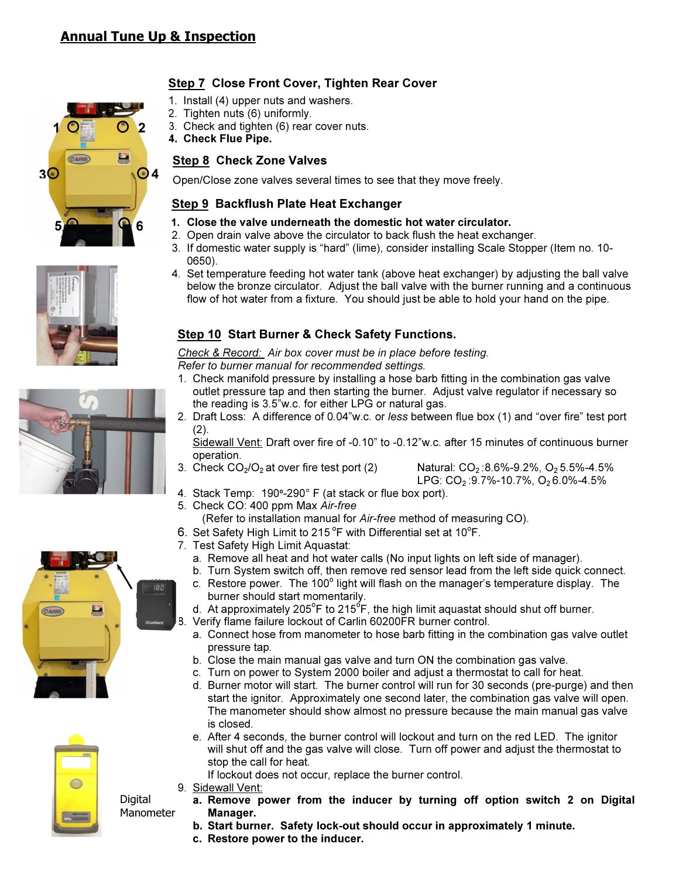## Annual Tune Up & Inspection

### Step 7 Close Front Cover, Tighten Rear Cover

1. Install (4) upper nuts and washers.
2. Tighten nuts (6) uniformly.
3. Check and tighten (6) rear cover nuts.
4. **Check Flue Pipe.**

### Step 8 Check Zone Valves

Open/Close zone valves several times to see that they move freely.

### Step 9 Backflush Plate Heat Exchanger

1. **Close the valve underneath the domestic hot water circulator.**
2. Open drain valve above the circulator to back flush the heat exchanger.
3. If domestic water supply is "hard" (lime), consider installing Scale Stopper (Item no. 10-0650).
4. Set temperature feeding hot water tank (above heat exchanger) by adjusting the ball valve below the bronze circulator. Adjust the ball valve with the burner running and a continuous flow of hot water from a fixture. You should just be able to hold your hand on the pipe.

### Step 10 Start Burner & Check Safety Functions.

*Check & Record: Air box cover must be in place before testing.*
*Refer to burner manual for recommended settings.*

1. Check manifold pressure by installing a hose barb fitting in the combination gas valve outlet pressure tap and then starting the burner. Adjust valve regulator if necessary so the reading is 3.5"w.c. for either LPG or natural gas.
2. Draft Loss: A difference of 0.04"w.c. or *less* between flue box (1) and "over fire" test port (2).
   Sidewall Vent: Draft over fire of -0.10" to -0.12"w.c. after 15 minutes of continuous burner operation.
3. Check $CO_2$/$O_2$ at over fire test port (2) Natural: $CO_2$ :8.6%-9.2%, $O_2$ 5.5%-4.5%
   LPG: $CO_2$ :9.7%-10.7%, $O_2$ 6.0%-4.5%
4. Stack Temp: 190°-290° F (at stack or flue box port).
5. Check CO: 400 ppm Max *Air-free*
   (Refer to installation manual for *Air-free* method of measuring CO).
6. Set Safety High Limit to 215 °F with Differential set at 10°F.
7. Test Safety High Limit Aquastat:
   a. Remove all heat and hot water calls (No input lights on left side of manager).
   b. Turn System switch off, then remove red sensor lead from the left side quick connect.
   c. Restore power. The 100° light will flash on the manager's temperature display. The burner should start momentarily.
   d. At approximately 205°F to 215°F, the high limit aquastat should shut off burner.
8. Verify flame failure lockout of Carlin 60200FR burner control.
   a. Connect hose from manometer to hose barb fitting in the combination gas valve outlet pressure tap.
   b. Close the main manual gas valve and turn ON the combination gas valve.
   c. Turn on power to System 2000 boiler and adjust a thermostat to call for heat.
   d. Burner motor will start. The burner control will run for 30 seconds (pre-purge) and then start the ignitor. Approximately one second later, the combination gas valve will open. The manometer should show almost no pressure because the main manual gas valve is closed.
   e. After 4 seconds, the burner control will lockout and turn on the red LED. The ignitor will shut off and the gas valve will close. Turn off power and adjust the thermostat to stop the call for heat.
   If lockout does not occur, replace the burner control.
9. Sidewall Vent:
   **a. Remove power from the inducer by turning off option switch 2 on Digital Manager.**
   **b. Start burner. Safety lock-out should occur in approximately 1 minute.**
   **c. Restore power to the inducer.**

Digital Manometer